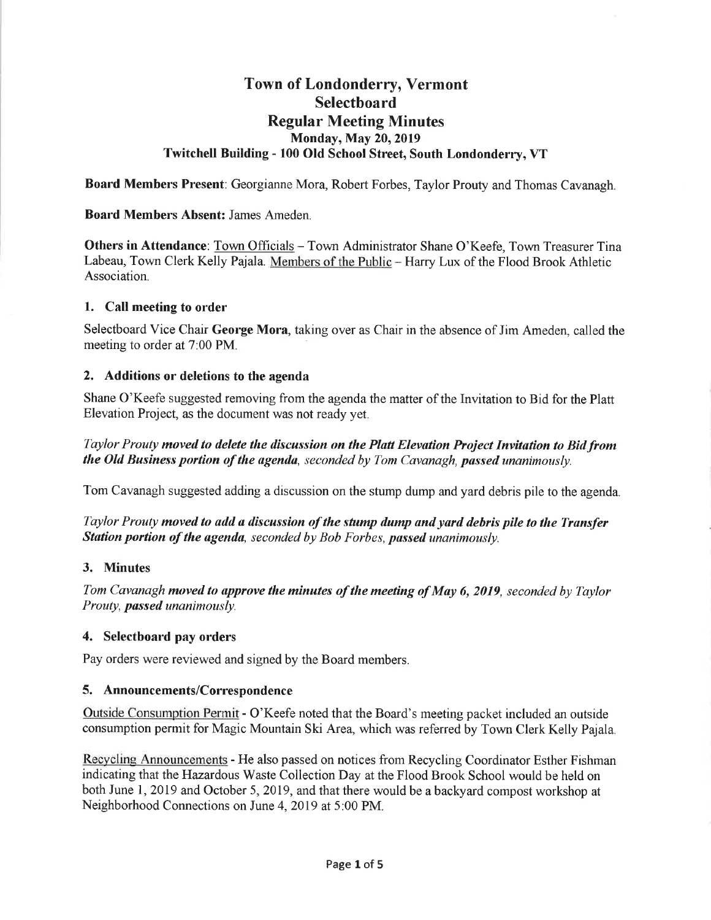# Town of Londonderry, Vermont
# Selectboard
# Regular Meeting Minutes
### Monday, May 20, 2019
### Twitchell Building - 100 Old School Street, South Londonderry, VT

**Board Members Present**: Georgianne Mora, Robert Forbes, Taylor Prouty and Thomas Cavanagh.

**Board Members Absent:** James Ameden.

**Others in Attendance**: Town Officials – Town Administrator Shane O'Keefe, Town Treasurer Tina Labeau, Town Clerk Kelly Pajala. Members of the Public – Harry Lux of the Flood Brook Athletic Association.

### 1. Call meeting to order

Selectboard Vice Chair **George Mora**, taking over as Chair in the absence of Jim Ameden, called the meeting to order at 7:00 PM.

### 2. Additions or deletions to the agenda

Shane O'Keefe suggested removing from the agenda the matter of the Invitation to Bid for the Platt Elevation Project, as the document was not ready yet.

*Taylor Prouty* ***moved to delete the discussion on the Platt Elevation Project Invitation to Bid from the Old Business portion of the agenda****, seconded by Tom Cavanagh,* ***passed*** *unanimously.*

Tom Cavanagh suggested adding a discussion on the stump dump and yard debris pile to the agenda.

*Taylor Prouty* ***moved to add a discussion of the stump dump and yard debris pile to the Transfer Station portion of the agenda****, seconded by Bob Forbes,* ***passed*** *unanimously.*

### 3. Minutes

*Tom Cavanagh* ***moved to approve the minutes of the meeting of May 6, 2019****, seconded by Taylor Prouty,* ***passed*** *unanimously.*

### 4. Selectboard pay orders

Pay orders were reviewed and signed by the Board members.

### 5. Announcements/Correspondence

Outside Consumption Permit - O'Keefe noted that the Board's meeting packet included an outside consumption permit for Magic Mountain Ski Area, which was referred by Town Clerk Kelly Pajala.

Recycling Announcements - He also passed on notices from Recycling Coordinator Esther Fishman indicating that the Hazardous Waste Collection Day at the Flood Brook School would be held on both June 1, 2019 and October 5, 2019, and that there would be a backyard compost workshop at Neighborhood Connections on June 4, 2019 at 5:00 PM.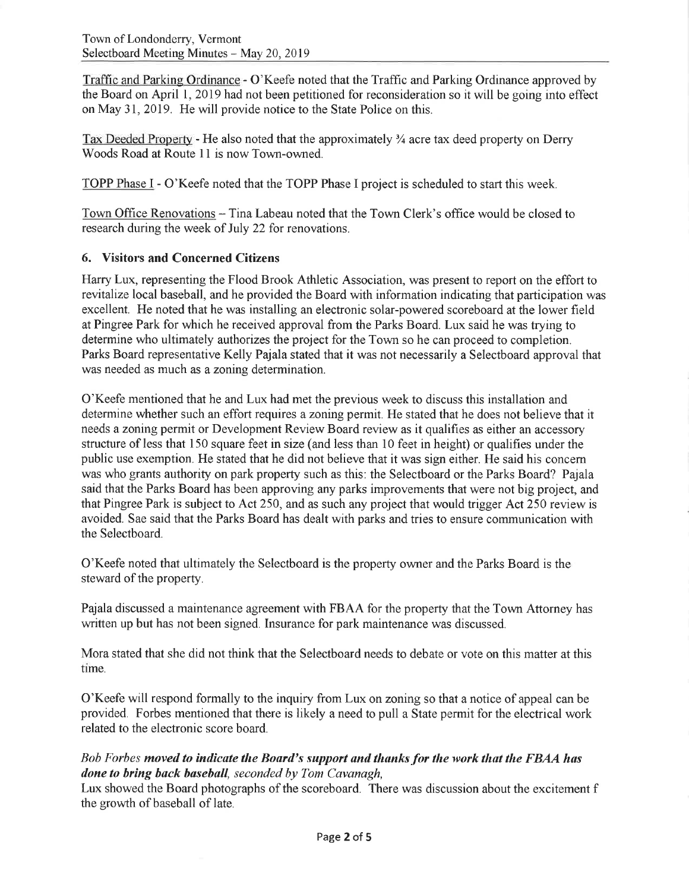Traffic and Parking Ordinance - O'Keefe noted that the Traffic and Parking Ordinance approved by the Board on April 1, 2019 had not been petitioned for reconsideration so it will be going into effect on May 31, 2019. He will provide notice to the State Police on this.

Tax Deeded Property - He also noted that the approximately ¾ acre tax deed property on Derry Woods Road at Route 11 is now Town-owned.

TOPP Phase I - O'Keefe noted that the TOPP Phase I project is scheduled to start this week.

Town Office Renovations – Tina Labeau noted that the Town Clerk's office would be closed to research during the week of July 22 for renovations.

### 6. Visitors and Concerned Citizens

Harry Lux, representing the Flood Brook Athletic Association, was present to report on the effort to revitalize local baseball, and he provided the Board with information indicating that participation was excellent. He noted that he was installing an electronic solar-powered scoreboard at the lower field at Pingree Park for which he received approval from the Parks Board. Lux said he was trying to determine who ultimately authorizes the project for the Town so he can proceed to completion. Parks Board representative Kelly Pajala stated that it was not necessarily a Selectboard approval that was needed as much as a zoning determination.

O'Keefe mentioned that he and Lux had met the previous week to discuss this installation and determine whether such an effort requires a zoning permit. He stated that he does not believe that it needs a zoning permit or Development Review Board review as it qualifies as either an accessory structure of less that 150 square feet in size (and less than 10 feet in height) or qualifies under the public use exemption. He stated that he did not believe that it was sign either. He said his concern was who grants authority on park property such as this: the Selectboard or the Parks Board? Pajala said that the Parks Board has been approving any parks improvements that were not big project, and that Pingree Park is subject to Act 250, and as such any project that would trigger Act 250 review is avoided. Sae said that the Parks Board has dealt with parks and tries to ensure communication with the Selectboard.

O'Keefe noted that ultimately the Selectboard is the property owner and the Parks Board is the steward of the property.

Pajala discussed a maintenance agreement with FBAA for the property that the Town Attorney has written up but has not been signed. Insurance for park maintenance was discussed.

Mora stated that she did not think that the Selectboard needs to debate or vote on this matter at this time.

O'Keefe will respond formally to the inquiry from Lux on zoning so that a notice of appeal can be provided. Forbes mentioned that there is likely a need to pull a State permit for the electrical work related to the electronic score board.

*Bob Forbes **moved to indicate the Board's support and thanks for the work that the FBAA has done to bring back baseball**, seconded by Tom Cavanagh,*
Lux showed the Board photographs of the scoreboard. There was discussion about the excitement f the growth of baseball of late.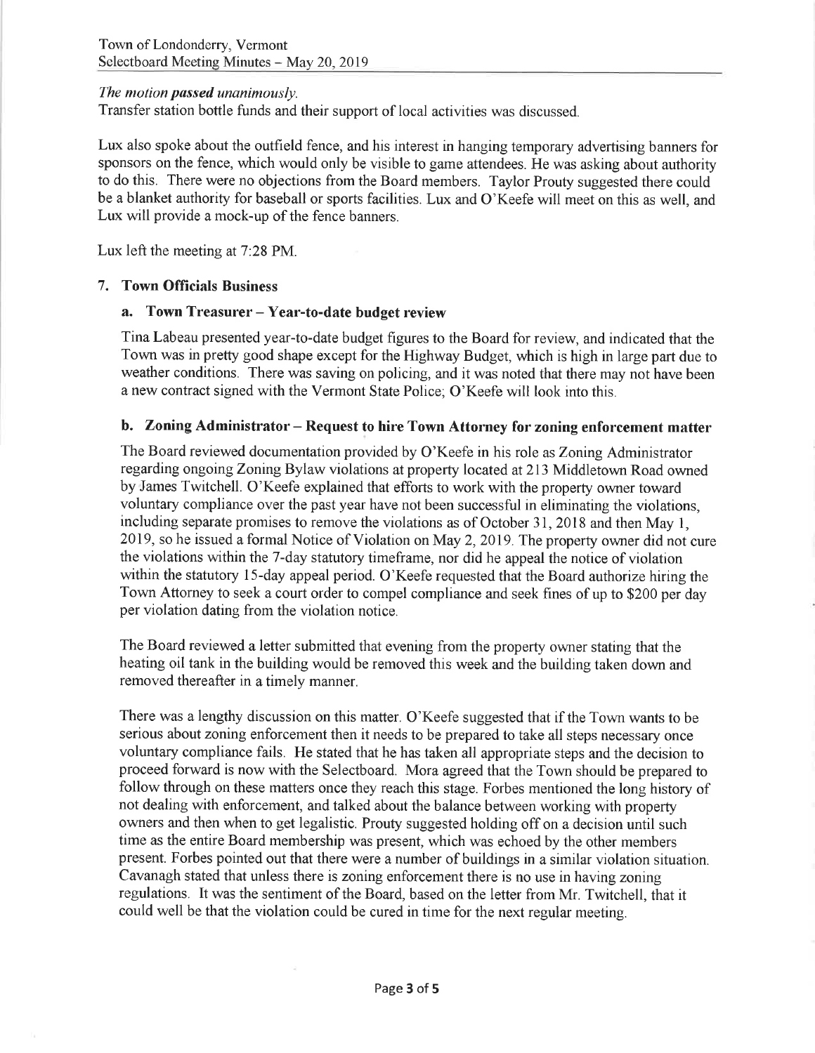*The motion **passed** unanimously.*
Transfer station bottle funds and their support of local activities was discussed.

Lux also spoke about the outfield fence, and his interest in hanging temporary advertising banners for sponsors on the fence, which would only be visible to game attendees. He was asking about authority to do this. There were no objections from the Board members. Taylor Prouty suggested there could be a blanket authority for baseball or sports facilities. Lux and O'Keefe will meet on this as well, and Lux will provide a mock-up of the fence banners.

Lux left the meeting at 7:28 PM.

## 7. Town Officials Business

### a. Town Treasurer – Year-to-date budget review

Tina Labeau presented year-to-date budget figures to the Board for review, and indicated that the Town was in pretty good shape except for the Highway Budget, which is high in large part due to weather conditions. There was saving on policing, and it was noted that there may not have been a new contract signed with the Vermont State Police; O'Keefe will look into this.

### b. Zoning Administrator – Request to hire Town Attorney for zoning enforcement matter

The Board reviewed documentation provided by O'Keefe in his role as Zoning Administrator regarding ongoing Zoning Bylaw violations at property located at 213 Middletown Road owned by James Twitchell. O'Keefe explained that efforts to work with the property owner toward voluntary compliance over the past year have not been successful in eliminating the violations, including separate promises to remove the violations as of October 31, 2018 and then May 1, 2019, so he issued a formal Notice of Violation on May 2, 2019. The property owner did not cure the violations within the 7-day statutory timeframe, nor did he appeal the notice of violation within the statutory 15-day appeal period. O'Keefe requested that the Board authorize hiring the Town Attorney to seek a court order to compel compliance and seek fines of up to $200 per day per violation dating from the violation notice.

The Board reviewed a letter submitted that evening from the property owner stating that the heating oil tank in the building would be removed this week and the building taken down and removed thereafter in a timely manner.

There was a lengthy discussion on this matter. O'Keefe suggested that if the Town wants to be serious about zoning enforcement then it needs to be prepared to take all steps necessary once voluntary compliance fails. He stated that he has taken all appropriate steps and the decision to proceed forward is now with the Selectboard. Mora agreed that the Town should be prepared to follow through on these matters once they reach this stage. Forbes mentioned the long history of not dealing with enforcement, and talked about the balance between working with property owners and then when to get legalistic. Prouty suggested holding off on a decision until such time as the entire Board membership was present, which was echoed by the other members present. Forbes pointed out that there were a number of buildings in a similar violation situation. Cavanagh stated that unless there is zoning enforcement there is no use in having zoning regulations. It was the sentiment of the Board, based on the letter from Mr. Twitchell, that it could well be that the violation could be cured in time for the next regular meeting.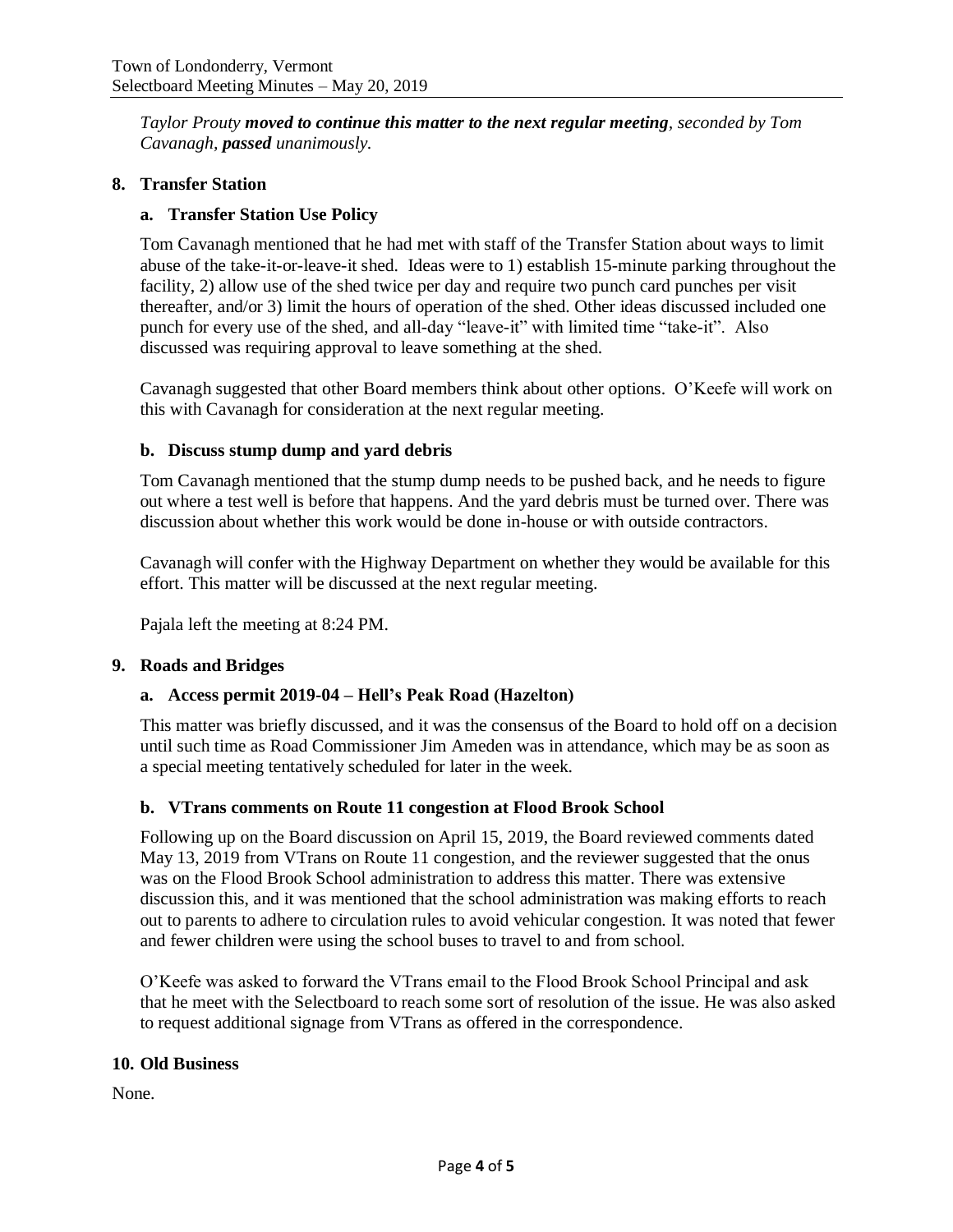*Taylor Prouty **moved to continue this matter to the next regular meeting**, seconded by Tom Cavanagh, **passed** unanimously.*

## 8. Transfer Station

### a. Transfer Station Use Policy

Tom Cavanagh mentioned that he had met with staff of the Transfer Station about ways to limit abuse of the take-it-or-leave-it shed. Ideas were to 1) establish 15-minute parking throughout the facility, 2) allow use of the shed twice per day and require two punch card punches per visit thereafter, and/or 3) limit the hours of operation of the shed. Other ideas discussed included one punch for every use of the shed, and all-day "leave-it" with limited time "take-it". Also discussed was requiring approval to leave something at the shed.

Cavanagh suggested that other Board members think about other options. O'Keefe will work on this with Cavanagh for consideration at the next regular meeting.

### b. Discuss stump dump and yard debris

Tom Cavanagh mentioned that the stump dump needs to be pushed back, and he needs to figure out where a test well is before that happens. And the yard debris must be turned over. There was discussion about whether this work would be done in-house or with outside contractors.

Cavanagh will confer with the Highway Department on whether they would be available for this effort. This matter will be discussed at the next regular meeting.

Pajala left the meeting at 8:24 PM.

## 9. Roads and Bridges

### a. Access permit 2019-04 – Hell's Peak Road (Hazelton)

This matter was briefly discussed, and it was the consensus of the Board to hold off on a decision until such time as Road Commissioner Jim Ameden was in attendance, which may be as soon as a special meeting tentatively scheduled for later in the week.

### b. VTrans comments on Route 11 congestion at Flood Brook School

Following up on the Board discussion on April 15, 2019, the Board reviewed comments dated May 13, 2019 from VTrans on Route 11 congestion, and the reviewer suggested that the onus was on the Flood Brook School administration to address this matter. There was extensive discussion this, and it was mentioned that the school administration was making efforts to reach out to parents to adhere to circulation rules to avoid vehicular congestion. It was noted that fewer and fewer children were using the school buses to travel to and from school.

O'Keefe was asked to forward the VTrans email to the Flood Brook School Principal and ask that he meet with the Selectboard to reach some sort of resolution of the issue. He was also asked to request additional signage from VTrans as offered in the correspondence.

## 10. Old Business

None.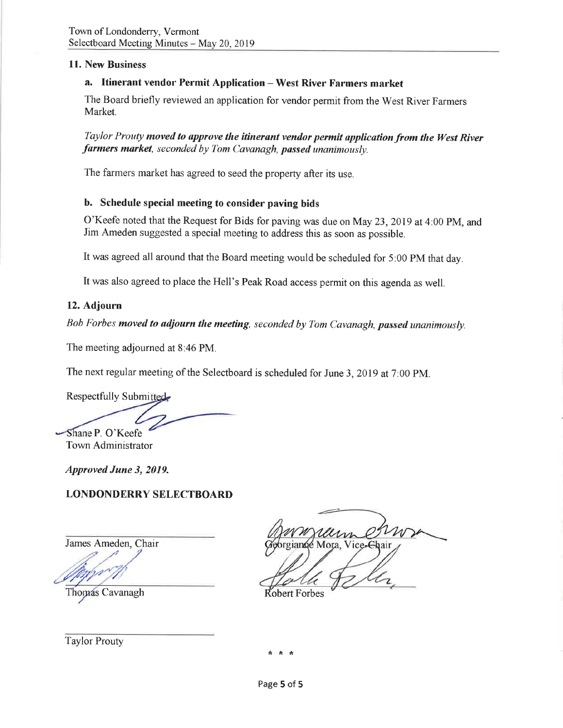## 11. New Business

### a. Itinerant vendor Permit Application – West River Farmers market

The Board briefly reviewed an application for vendor permit from the West River Farmers Market.

*Taylor Prouty **moved to approve the itinerant vendor permit application from the West River farmers market**, seconded by Tom Cavanagh, **passed** unanimously.*

The farmers market has agreed to seed the property after its use.

### b. Schedule special meeting to consider paving bids

O'Keefe noted that the Request for Bids for paving was due on May 23, 2019 at 4:00 PM, and Jim Ameden suggested a special meeting to address this as soon as possible.

It was agreed all around that the Board meeting would be scheduled for 5:00 PM that day.

It was also agreed to place the Hell's Peak Road access permit on this agenda as well.

## 12. Adjourn

*Bob Forbes **moved to adjourn the meeting**, seconded by Tom Cavanagh, **passed** unanimously.*

The meeting adjourned at 8:46 PM.

The next regular meeting of the Selectboard is scheduled for June 3, 2019 at 7:00 PM.

Respectfully Submitted,

Shane P. O'Keefe
Town Administrator

***Approved June 3, 2019.***

**LONDONDERRY SELECTBOARD**

James Ameden, Chair

Georgianne Mora, Vice-Chair

Thomas Cavanagh

Robert Forbes

Taylor Prouty

\* \* \*